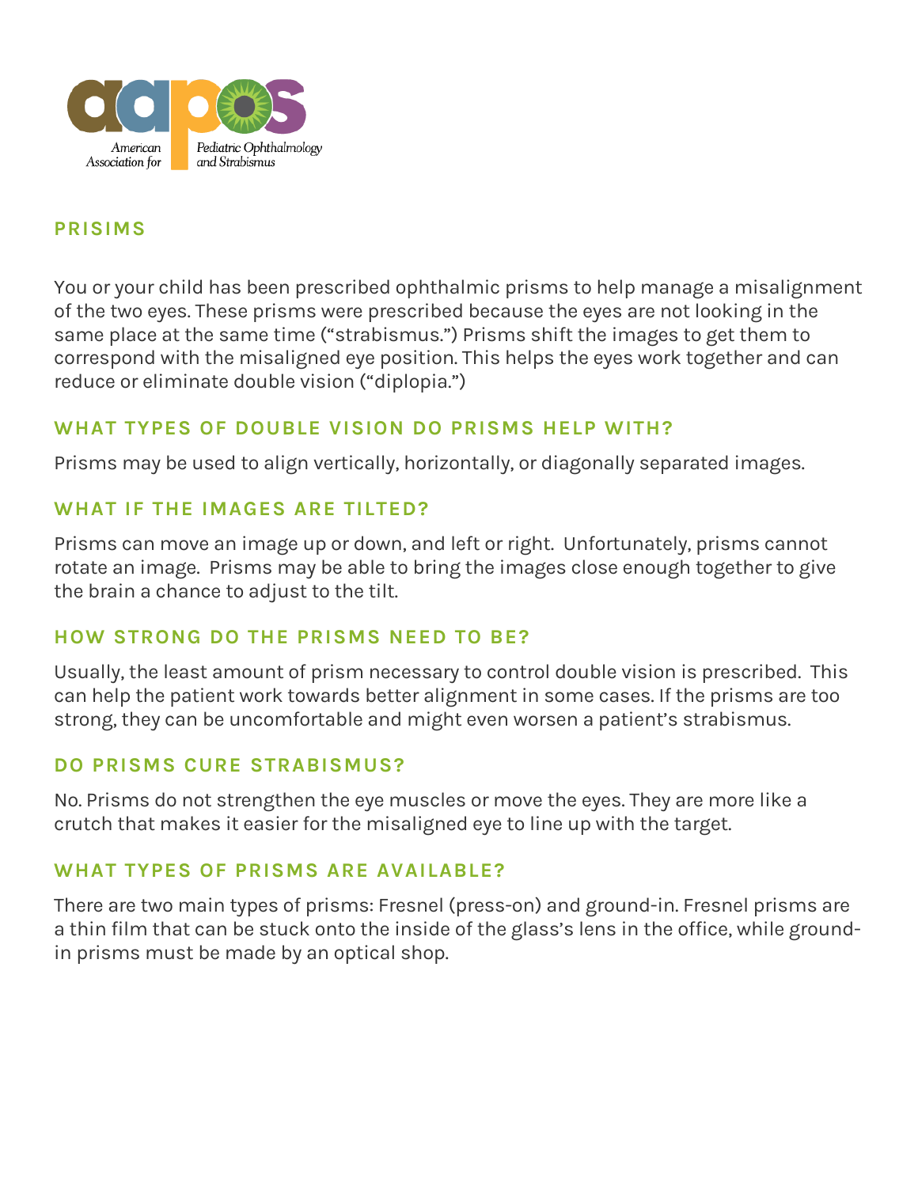American Association for Pediatric Ophthalmology and Strabismus

## PRISIMS

You or your child has been prescribed ophthalmic prisms to help manage a misalignment of the two eyes. These prisms were prescribed because the eyes are not looking in the same place at the same time ("strabismus.") Prisms shift the images to get them to correspond with the misaligned eye position. This helps the eyes work together and can reduce or eliminate double vision ("diplopia.")

### WHAT TYPES OF DOUBLE VISION DO PRISMS HELP WITH?

Prisms may be used to align vertically, horizontally, or diagonally separated images.

### WHAT IF THE IMAGES ARE TILTED?

Prisms can move an image up or down, and left or right. Unfortunately, prisms cannot rotate an image. Prisms may be able to bring the images close enough together to give the brain a chance to adjust to the tilt.

### HOW STRONG DO THE PRISMS NEED TO BE?

Usually, the least amount of prism necessary to control double vision is prescribed. This can help the patient work towards better alignment in some cases. If the prisms are too strong, they can be uncomfortable and might even worsen a patient's strabismus.

### DO PRISMS CURE STRABISMUS?

No. Prisms do not strengthen the eye muscles or move the eyes. They are more like a crutch that makes it easier for the misaligned eye to line up with the target.

### WHAT TYPES OF PRISMS ARE AVAILABLE?

There are two main types of prisms: Fresnel (press-on) and ground-in. Fresnel prisms are a thin film that can be stuck onto the inside of the glass's lens in the office, while ground-in prisms must be made by an optical shop.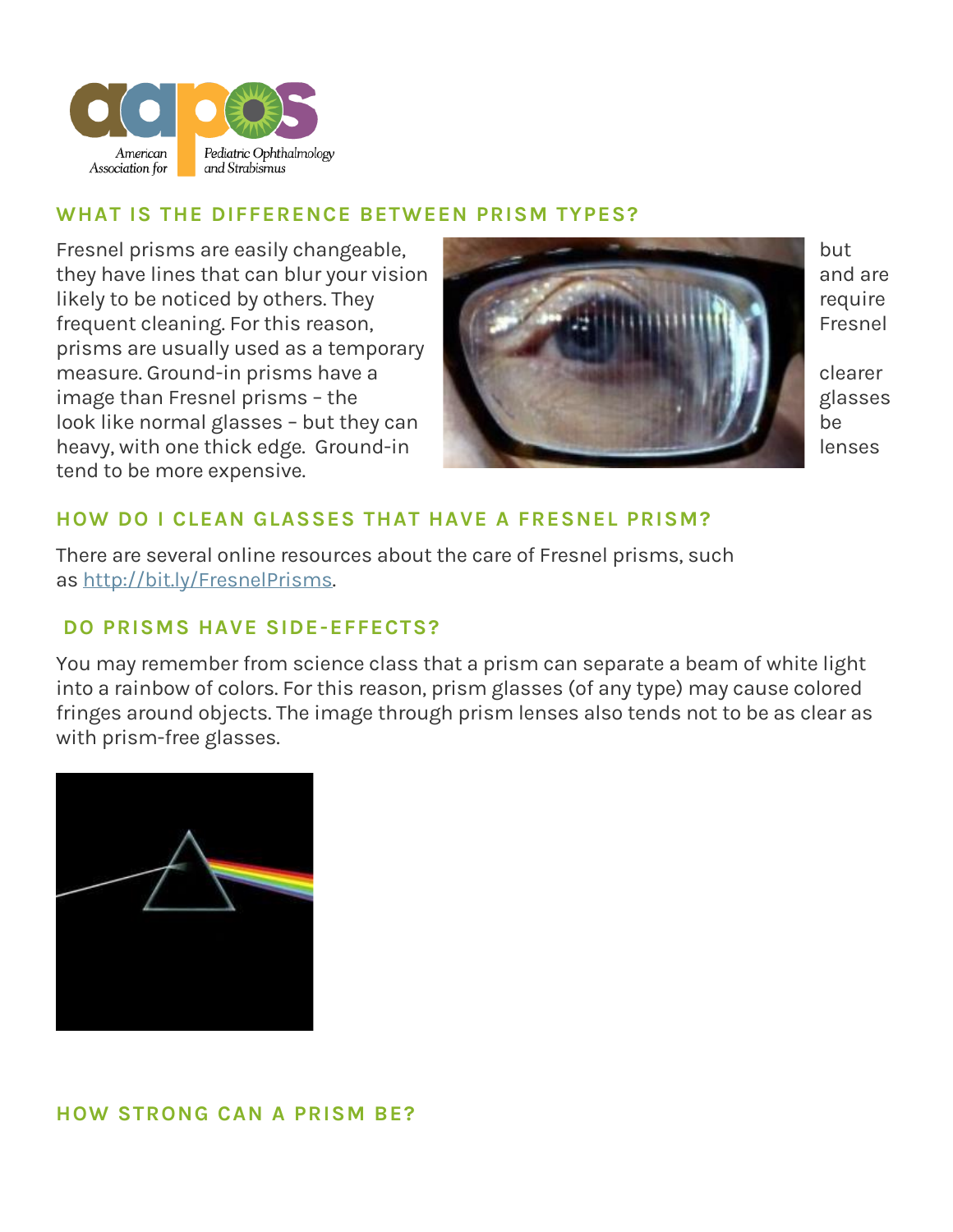## WHAT IS THE DIFFERENCE BETWEEN PRISM TYPES?

Fresnel prisms are easily changeable, but they have lines that can blur your vision and are likely to be noticed by others. They require frequent cleaning. For this reason, Fresnel prisms are usually used as a temporary measure. Ground-in prisms have a clearer image than Fresnel prisms – the glasses look like normal glasses – but they can be heavy, with one thick edge. Ground-in lenses tend to be more expensive.

## HOW DO I CLEAN GLASSES THAT HAVE A FRESNEL PRISM?

There are several online resources about the care of Fresnel prisms, such as [http://bit.ly/FresnelPrisms](http://bit.ly/FresnelPrisms).

## DO PRISMS HAVE SIDE-EFFECTS?

You may remember from science class that a prism can separate a beam of white light into a rainbow of colors. For this reason, prism glasses (of any type) may cause colored fringes around objects. The image through prism lenses also tends not to be as clear as with prism-free glasses.

## HOW STRONG CAN A PRISM BE?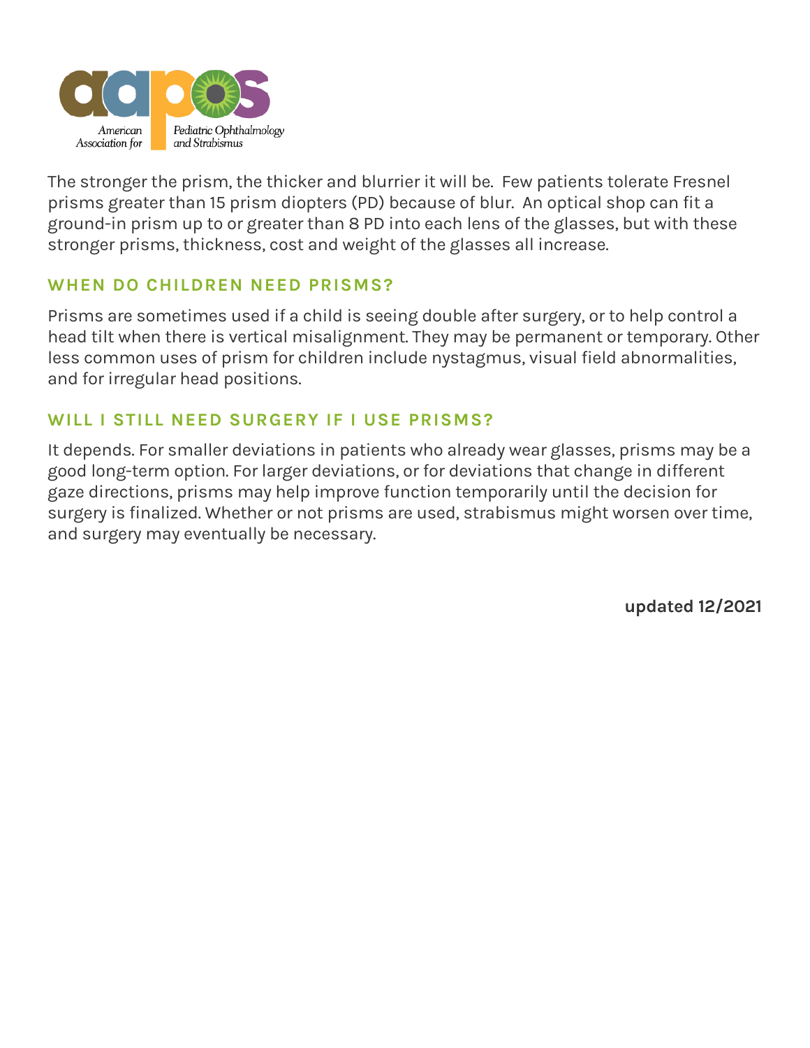The stronger the prism, the thicker and blurrier it will be. Few patients tolerate Fresnel prisms greater than 15 prism diopters (PD) because of blur. An optical shop can fit a ground-in prism up to or greater than 8 PD into each lens of the glasses, but with these stronger prisms, thickness, cost and weight of the glasses all increase.

## WHEN DO CHILDREN NEED PRISMS?

Prisms are sometimes used if a child is seeing double after surgery, or to help control a head tilt when there is vertical misalignment. They may be permanent or temporary. Other less common uses of prism for children include nystagmus, visual field abnormalities, and for irregular head positions.

## WILL I STILL NEED SURGERY IF I USE PRISMS?

It depends. For smaller deviations in patients who already wear glasses, prisms may be a good long-term option. For larger deviations, or for deviations that change in different gaze directions, prisms may help improve function temporarily until the decision for surgery is finalized. Whether or not prisms are used, strabismus might worsen over time, and surgery may eventually be necessary.

**updated 12/2021**